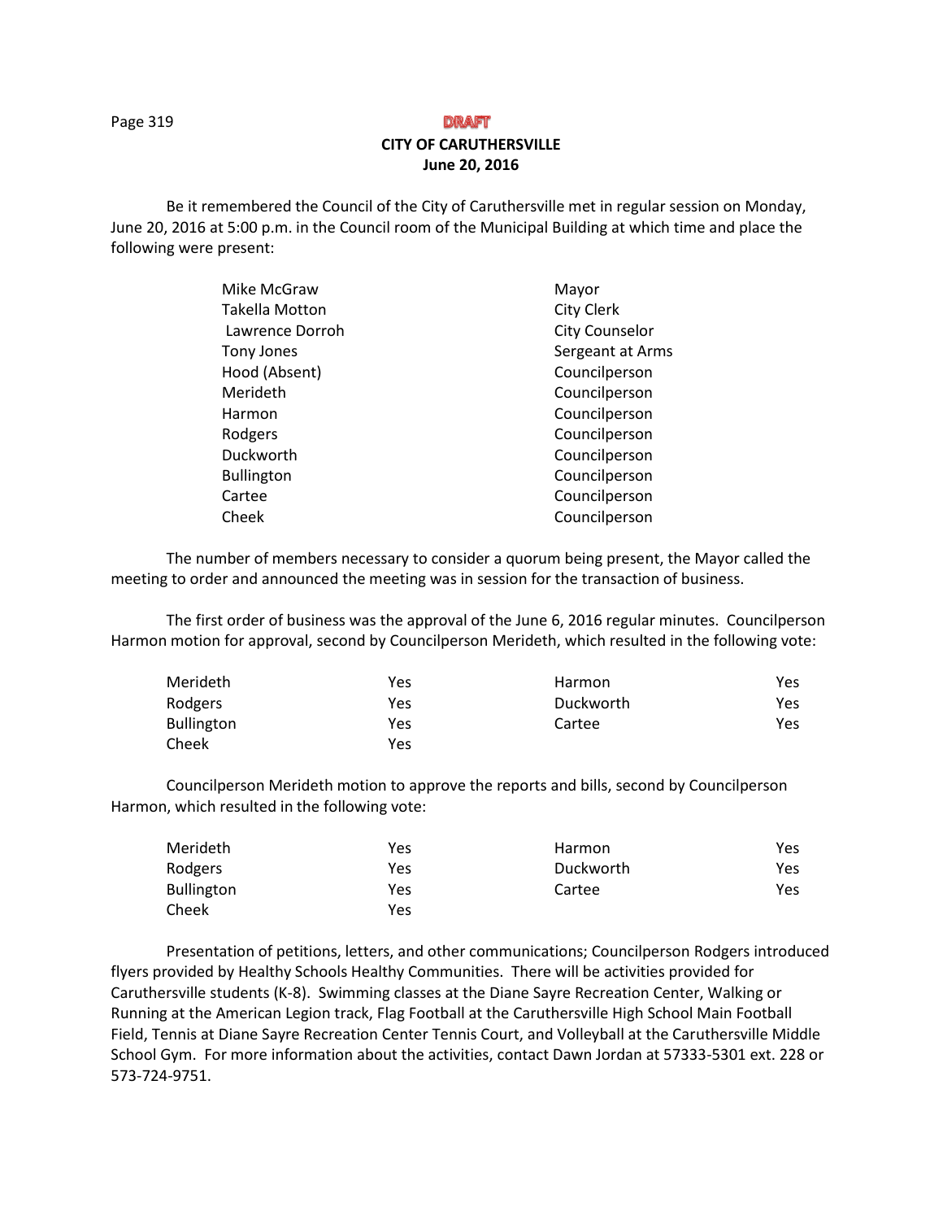DRAFT

**CITY OF CARUTHERSVILLE**
**June 20, 2016**

Be it remembered the Council of the City of Caruthersville met in regular session on Monday, June 20, 2016 at 5:00 p.m. in the Council room of the Municipal Building at which time and place the following were present:

| | |
|---|---|
| Mike McGraw | Mayor |
| Takella Motton | City Clerk |
| Lawrence Dorroh | City Counselor |
| Tony Jones | Sergeant at Arms |
| Hood (Absent) | Councilperson |
| Merideth | Councilperson |
| Harmon | Councilperson |
| Rodgers | Councilperson |
| Duckworth | Councilperson |
| Bullington | Councilperson |
| Cartee | Councilperson |
| Cheek | Councilperson |

The number of members necessary to consider a quorum being present, the Mayor called the meeting to order and announced the meeting was in session for the transaction of business.

The first order of business was the approval of the June 6, 2016 regular minutes. Councilperson Harmon motion for approval, second by Councilperson Merideth, which resulted in the following vote:

| | | | |
|---|---|---|---|
| Merideth | Yes | Harmon | Yes |
| Rodgers | Yes | Duckworth | Yes |
| Bullington | Yes | Cartee | Yes |
| Cheek | Yes | | |

Councilperson Merideth motion to approve the reports and bills, second by Councilperson Harmon, which resulted in the following vote:

| | | | |
|---|---|---|---|
| Merideth | Yes | Harmon | Yes |
| Rodgers | Yes | Duckworth | Yes |
| Bullington | Yes | Cartee | Yes |
| Cheek | Yes | | |

Presentation of petitions, letters, and other communications; Councilperson Rodgers introduced flyers provided by Healthy Schools Healthy Communities. There will be activities provided for Caruthersville students (K-8). Swimming classes at the Diane Sayre Recreation Center, Walking or Running at the American Legion track, Flag Football at the Caruthersville High School Main Football Field, Tennis at Diane Sayre Recreation Center Tennis Court, and Volleyball at the Caruthersville Middle School Gym. For more information about the activities, contact Dawn Jordan at 57333-5301 ext. 228 or 573-724-9751.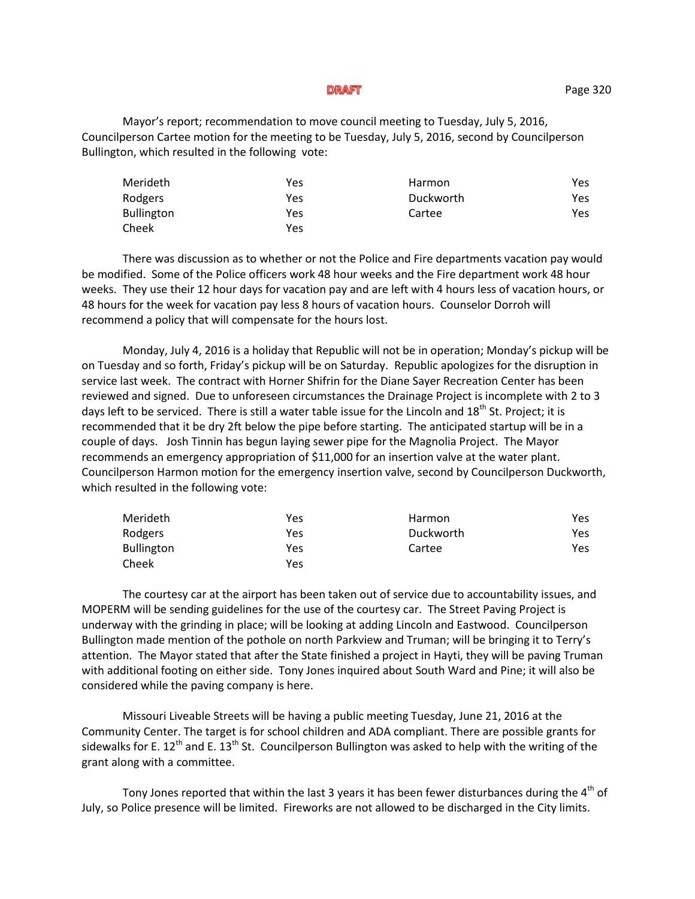DRAFT

Mayor's report; recommendation to move council meeting to Tuesday, July 5, 2016, Councilperson Cartee motion for the meeting to be Tuesday, July 5, 2016, second by Councilperson Bullington, which resulted in the following vote:

| | | | |
|---|---|---|---|
| Merideth | Yes | Harmon | Yes |
| Rodgers | Yes | Duckworth | Yes |
| Bullington | Yes | Cartee | Yes |
| Cheek | Yes | | |

There was discussion as to whether or not the Police and Fire departments vacation pay would be modified. Some of the Police officers work 48 hour weeks and the Fire department work 48 hour weeks. They use their 12 hour days for vacation pay and are left with 4 hours less of vacation hours, or 48 hours for the week for vacation pay less 8 hours of vacation hours. Counselor Dorroh will recommend a policy that will compensate for the hours lost.

Monday, July 4, 2016 is a holiday that Republic will not be in operation; Monday's pickup will be on Tuesday and so forth, Friday's pickup will be on Saturday. Republic apologizes for the disruption in service last week. The contract with Horner Shifrin for the Diane Sayer Recreation Center has been reviewed and signed. Due to unforeseen circumstances the Drainage Project is incomplete with 2 to 3 days left to be serviced. There is still a water table issue for the Lincoln and 18th St. Project; it is recommended that it be dry 2ft below the pipe before starting. The anticipated startup will be in a couple of days. Josh Tinnin has begun laying sewer pipe for the Magnolia Project. The Mayor recommends an emergency appropriation of $11,000 for an insertion valve at the water plant. Councilperson Harmon motion for the emergency insertion valve, second by Councilperson Duckworth, which resulted in the following vote:

| | | | |
|---|---|---|---|
| Merideth | Yes | Harmon | Yes |
| Rodgers | Yes | Duckworth | Yes |
| Bullington | Yes | Cartee | Yes |
| Cheek | Yes | | |

The courtesy car at the airport has been taken out of service due to accountability issues, and MOPERM will be sending guidelines for the use of the courtesy car. The Street Paving Project is underway with the grinding in place; will be looking at adding Lincoln and Eastwood. Councilperson Bullington made mention of the pothole on north Parkview and Truman; will be bringing it to Terry's attention. The Mayor stated that after the State finished a project in Hayti, they will be paving Truman with additional footing on either side. Tony Jones inquired about South Ward and Pine; it will also be considered while the paving company is here.

Missouri Liveable Streets will be having a public meeting Tuesday, June 21, 2016 at the Community Center. The target is for school children and ADA compliant. There are possible grants for sidewalks for E. 12th and E. 13th St. Councilperson Bullington was asked to help with the writing of the grant along with a committee.

Tony Jones reported that within the last 3 years it has been fewer disturbances during the 4th of July, so Police presence will be limited. Fireworks are not allowed to be discharged in the City limits.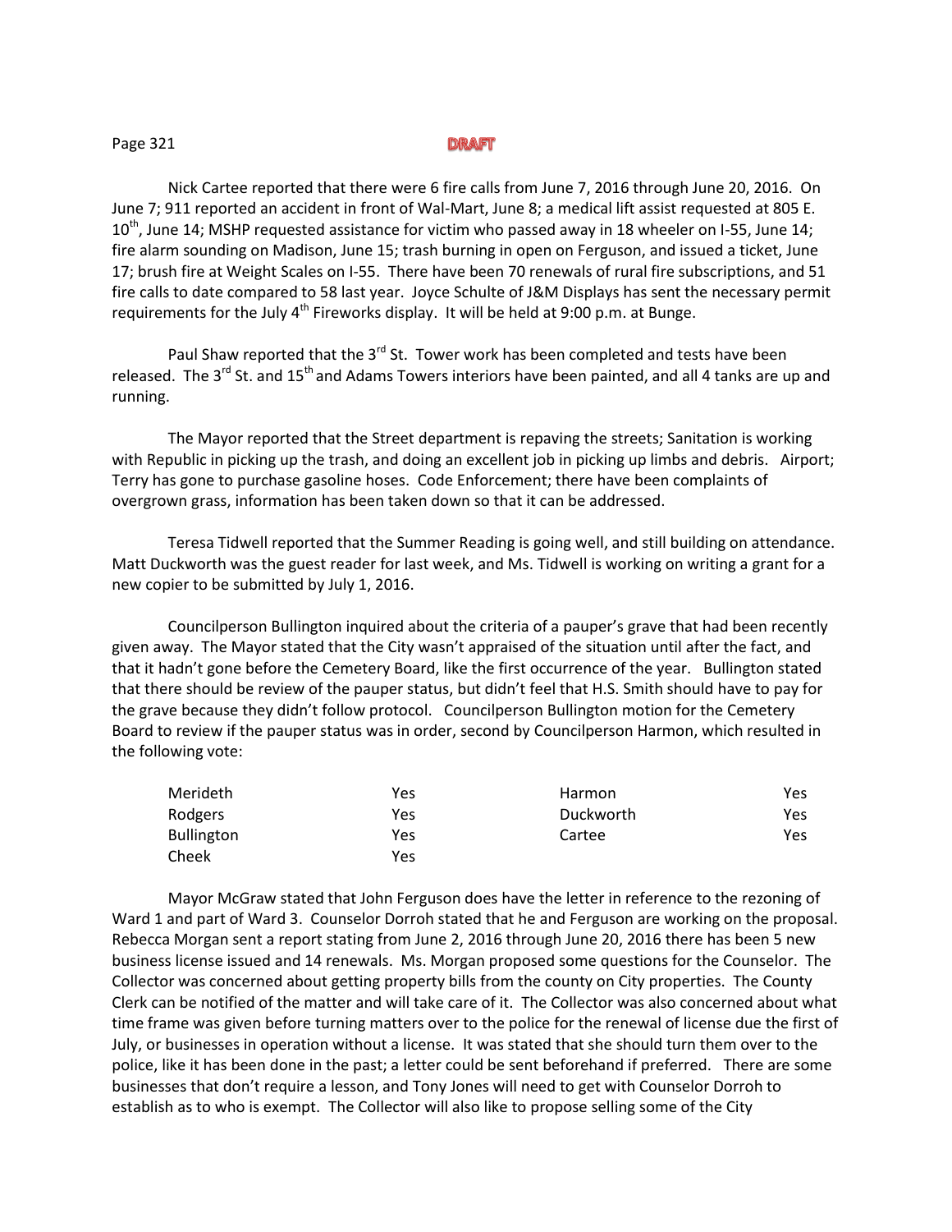DRAFT

Nick Cartee reported that there were 6 fire calls from June 7, 2016 through June 20, 2016. On June 7; 911 reported an accident in front of Wal-Mart, June 8; a medical lift assist requested at 805 E. 10th, June 14; MSHP requested assistance for victim who passed away in 18 wheeler on I-55, June 14; fire alarm sounding on Madison, June 15; trash burning in open on Ferguson, and issued a ticket, June 17; brush fire at Weight Scales on I-55. There have been 70 renewals of rural fire subscriptions, and 51 fire calls to date compared to 58 last year. Joyce Schulte of J&M Displays has sent the necessary permit requirements for the July 4th Fireworks display. It will be held at 9:00 p.m. at Bunge.

Paul Shaw reported that the 3rd St. Tower work has been completed and tests have been released. The 3rd St. and 15th and Adams Towers interiors have been painted, and all 4 tanks are up and running.

The Mayor reported that the Street department is repaving the streets; Sanitation is working with Republic in picking up the trash, and doing an excellent job in picking up limbs and debris. Airport; Terry has gone to purchase gasoline hoses. Code Enforcement; there have been complaints of overgrown grass, information has been taken down so that it can be addressed.

Teresa Tidwell reported that the Summer Reading is going well, and still building on attendance. Matt Duckworth was the guest reader for last week, and Ms. Tidwell is working on writing a grant for a new copier to be submitted by July 1, 2016.

Councilperson Bullington inquired about the criteria of a pauper's grave that had been recently given away. The Mayor stated that the City wasn't appraised of the situation until after the fact, and that it hadn't gone before the Cemetery Board, like the first occurrence of the year. Bullington stated that there should be review of the pauper status, but didn't feel that H.S. Smith should have to pay for the grave because they didn't follow protocol. Councilperson Bullington motion for the Cemetery Board to review if the pauper status was in order, second by Councilperson Harmon, which resulted in the following vote:

| | | | |
|---|---|---|---|
| Merideth | Yes | Harmon | Yes |
| Rodgers | Yes | Duckworth | Yes |
| Bullington | Yes | Cartee | Yes |
| Cheek | Yes | | |

Mayor McGraw stated that John Ferguson does have the letter in reference to the rezoning of Ward 1 and part of Ward 3. Counselor Dorroh stated that he and Ferguson are working on the proposal. Rebecca Morgan sent a report stating from June 2, 2016 through June 20, 2016 there has been 5 new business license issued and 14 renewals. Ms. Morgan proposed some questions for the Counselor. The Collector was concerned about getting property bills from the county on City properties. The County Clerk can be notified of the matter and will take care of it. The Collector was also concerned about what time frame was given before turning matters over to the police for the renewal of license due the first of July, or businesses in operation without a license. It was stated that she should turn them over to the police, like it has been done in the past; a letter could be sent beforehand if preferred. There are some businesses that don't require a lesson, and Tony Jones will need to get with Counselor Dorroh to establish as to who is exempt. The Collector will also like to propose selling some of the City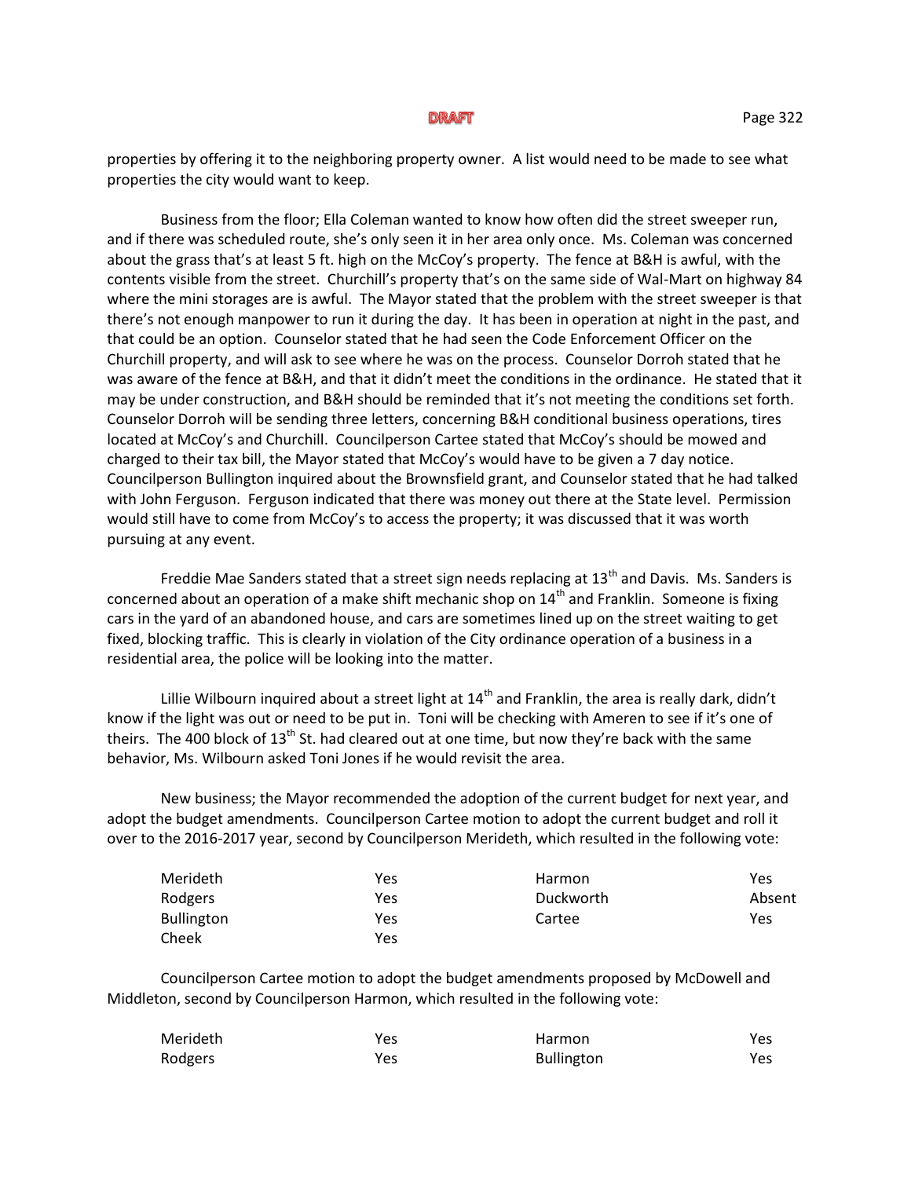DRAFT

properties by offering it to the neighboring property owner. A list would need to be made to see what properties the city would want to keep.

Business from the floor; Ella Coleman wanted to know how often did the street sweeper run, and if there was scheduled route, she's only seen it in her area only once. Ms. Coleman was concerned about the grass that's at least 5 ft. high on the McCoy's property. The fence at B&H is awful, with the contents visible from the street. Churchill's property that's on the same side of Wal-Mart on highway 84 where the mini storages are is awful. The Mayor stated that the problem with the street sweeper is that there's not enough manpower to run it during the day. It has been in operation at night in the past, and that could be an option. Counselor stated that he had seen the Code Enforcement Officer on the Churchill property, and will ask to see where he was on the process. Counselor Dorroh stated that he was aware of the fence at B&H, and that it didn't meet the conditions in the ordinance. He stated that it may be under construction, and B&H should be reminded that it's not meeting the conditions set forth. Counselor Dorroh will be sending three letters, concerning B&H conditional business operations, tires located at McCoy's and Churchill. Councilperson Cartee stated that McCoy's should be mowed and charged to their tax bill, the Mayor stated that McCoy's would have to be given a 7 day notice. Councilperson Bullington inquired about the Brownsfield grant, and Counselor stated that he had talked with John Ferguson. Ferguson indicated that there was money out there at the State level. Permission would still have to come from McCoy's to access the property; it was discussed that it was worth pursuing at any event.

Freddie Mae Sanders stated that a street sign needs replacing at 13th and Davis. Ms. Sanders is concerned about an operation of a make shift mechanic shop on 14th and Franklin. Someone is fixing cars in the yard of an abandoned house, and cars are sometimes lined up on the street waiting to get fixed, blocking traffic. This is clearly in violation of the City ordinance operation of a business in a residential area, the police will be looking into the matter.

Lillie Wilbourn inquired about a street light at 14th and Franklin, the area is really dark, didn't know if the light was out or need to be put in. Toni will be checking with Ameren to see if it's one of theirs. The 400 block of 13th St. had cleared out at one time, but now they're back with the same behavior, Ms. Wilbourn asked Toni Jones if he would revisit the area.

New business; the Mayor recommended the adoption of the current budget for next year, and adopt the budget amendments. Councilperson Cartee motion to adopt the current budget and roll it over to the 2016-2017 year, second by Councilperson Merideth, which resulted in the following vote:

| | | | |
|---|---|---|---|
| Merideth | Yes | Harmon | Yes |
| Rodgers | Yes | Duckworth | Absent |
| Bullington | Yes | Cartee | Yes |
| Cheek | Yes | | |

Councilperson Cartee motion to adopt the budget amendments proposed by McDowell and Middleton, second by Councilperson Harmon, which resulted in the following vote:

| | | | |
|---|---|---|---|
| Merideth | Yes | Harmon | Yes |
| Rodgers | Yes | Bullington | Yes |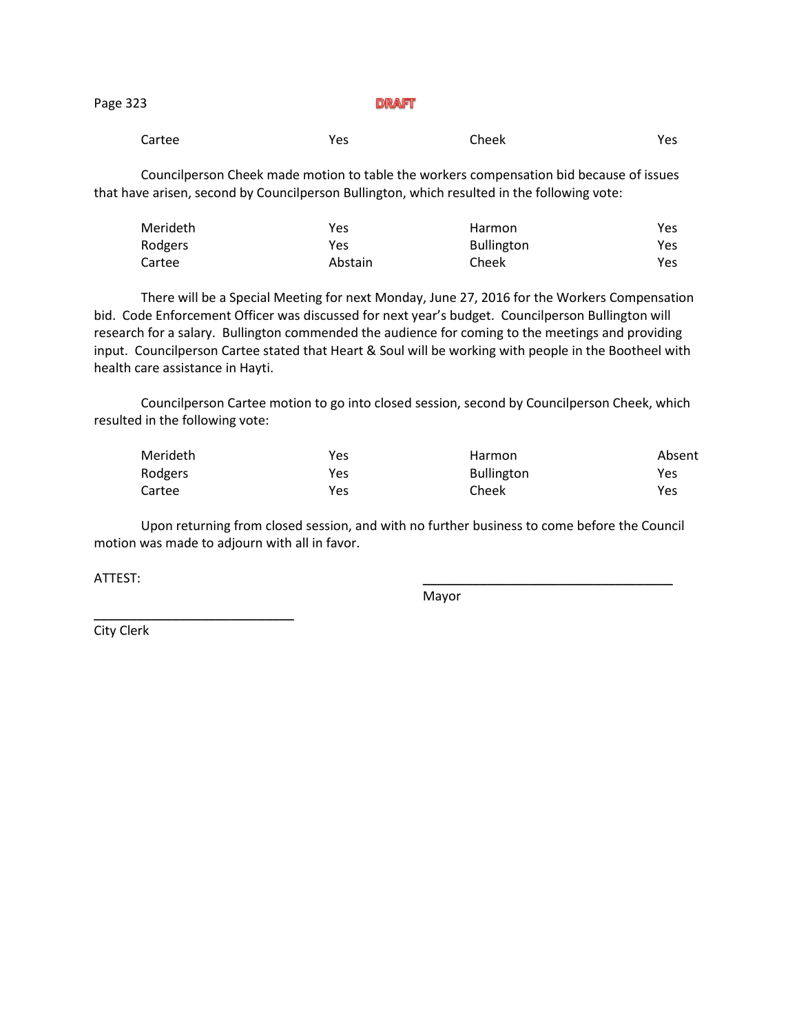DRAFT

| | | | |
|---|---|---|---|
| Cartee | Yes | Cheek | Yes |

Councilperson Cheek made motion to table the workers compensation bid because of issues that have arisen, second by Councilperson Bullington, which resulted in the following vote:

| | | | |
|---|---|---|---|
| Merideth | Yes | Harmon | Yes |
| Rodgers | Yes | Bullington | Yes |
| Cartee | Abstain | Cheek | Yes |

There will be a Special Meeting for next Monday, June 27, 2016 for the Workers Compensation bid. Code Enforcement Officer was discussed for next year's budget. Councilperson Bullington will research for a salary. Bullington commended the audience for coming to the meetings and providing input. Councilperson Cartee stated that Heart & Soul will be working with people in the Bootheel with health care assistance in Hayti.

Councilperson Cartee motion to go into closed session, second by Councilperson Cheek, which resulted in the following vote:

| | | | |
|---|---|---|---|
| Merideth | Yes | Harmon | Absent |
| Rodgers | Yes | Bullington | Yes |
| Cartee | Yes | Cheek | Yes |

Upon returning from closed session, and with no further business to come before the Council motion was made to adjourn with all in favor.

ATTEST:

___________________________________
Mayor

____________________________
City Clerk